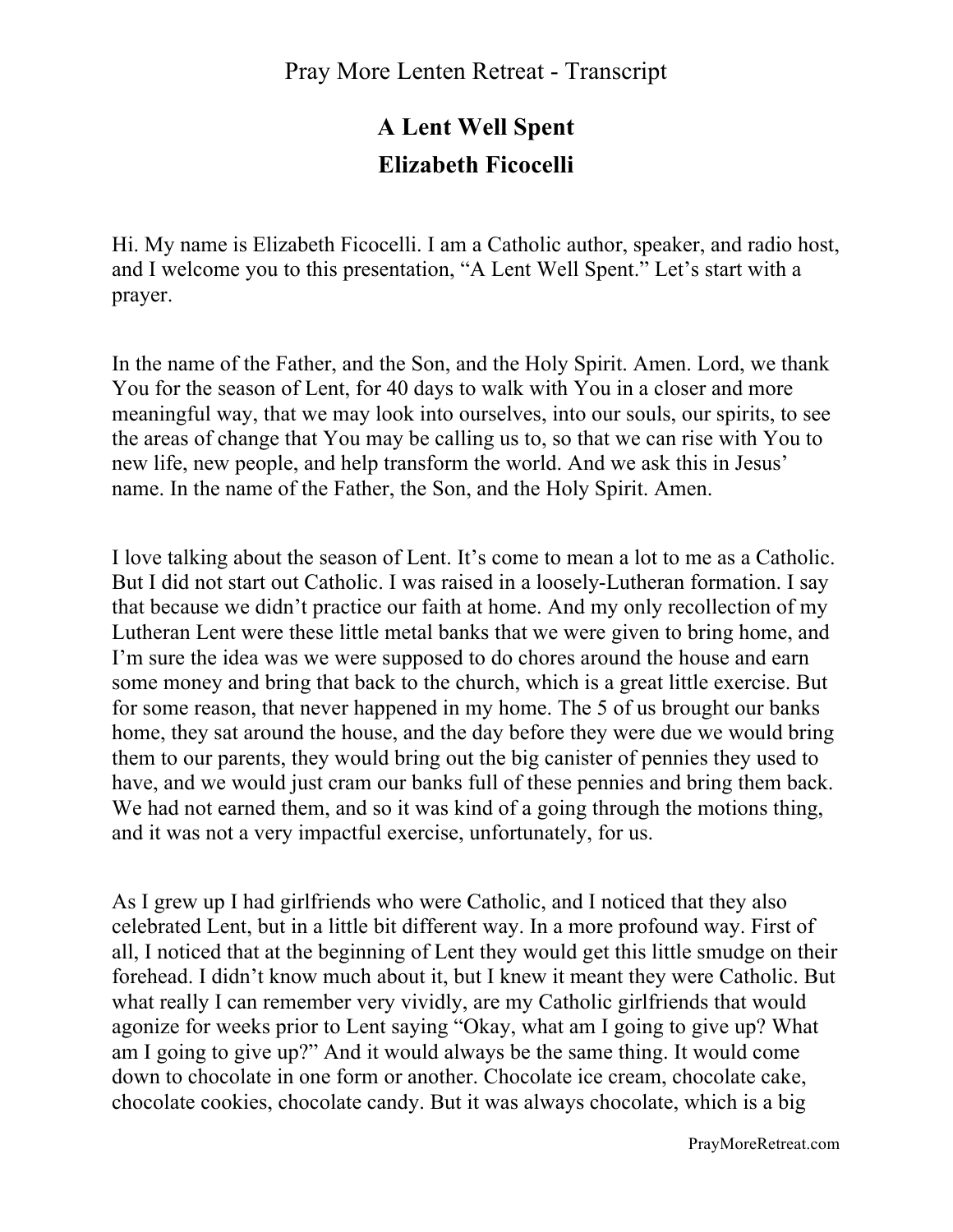Pray More Lenten Retreat - Transcript

# A Lent Well Spent

## Elizabeth Ficocelli

Hi. My name is Elizabeth Ficocelli. I am a Catholic author, speaker, and radio host, and I welcome you to this presentation, "A Lent Well Spent." Let's start with a prayer.

In the name of the Father, and the Son, and the Holy Spirit. Amen. Lord, we thank You for the season of Lent, for 40 days to walk with You in a closer and more meaningful way, that we may look into ourselves, into our souls, our spirits, to see the areas of change that You may be calling us to, so that we can rise with You to new life, new people, and help transform the world. And we ask this in Jesus' name. In the name of the Father, the Son, and the Holy Spirit. Amen.

I love talking about the season of Lent. It's come to mean a lot to me as a Catholic. But I did not start out Catholic. I was raised in a loosely-Lutheran formation. I say that because we didn't practice our faith at home. And my only recollection of my Lutheran Lent were these little metal banks that we were given to bring home, and I'm sure the idea was we were supposed to do chores around the house and earn some money and bring that back to the church, which is a great little exercise. But for some reason, that never happened in my home. The 5 of us brought our banks home, they sat around the house, and the day before they were due we would bring them to our parents, they would bring out the big canister of pennies they used to have, and we would just cram our banks full of these pennies and bring them back. We had not earned them, and so it was kind of a going through the motions thing, and it was not a very impactful exercise, unfortunately, for us.

As I grew up I had girlfriends who were Catholic, and I noticed that they also celebrated Lent, but in a little bit different way. In a more profound way. First of all, I noticed that at the beginning of Lent they would get this little smudge on their forehead. I didn't know much about it, but I knew it meant they were Catholic. But what really I can remember very vividly, are my Catholic girlfriends that would agonize for weeks prior to Lent saying "Okay, what am I going to give up? What am I going to give up?" And it would always be the same thing. It would come down to chocolate in one form or another. Chocolate ice cream, chocolate cake, chocolate cookies, chocolate candy. But it was always chocolate, which is a big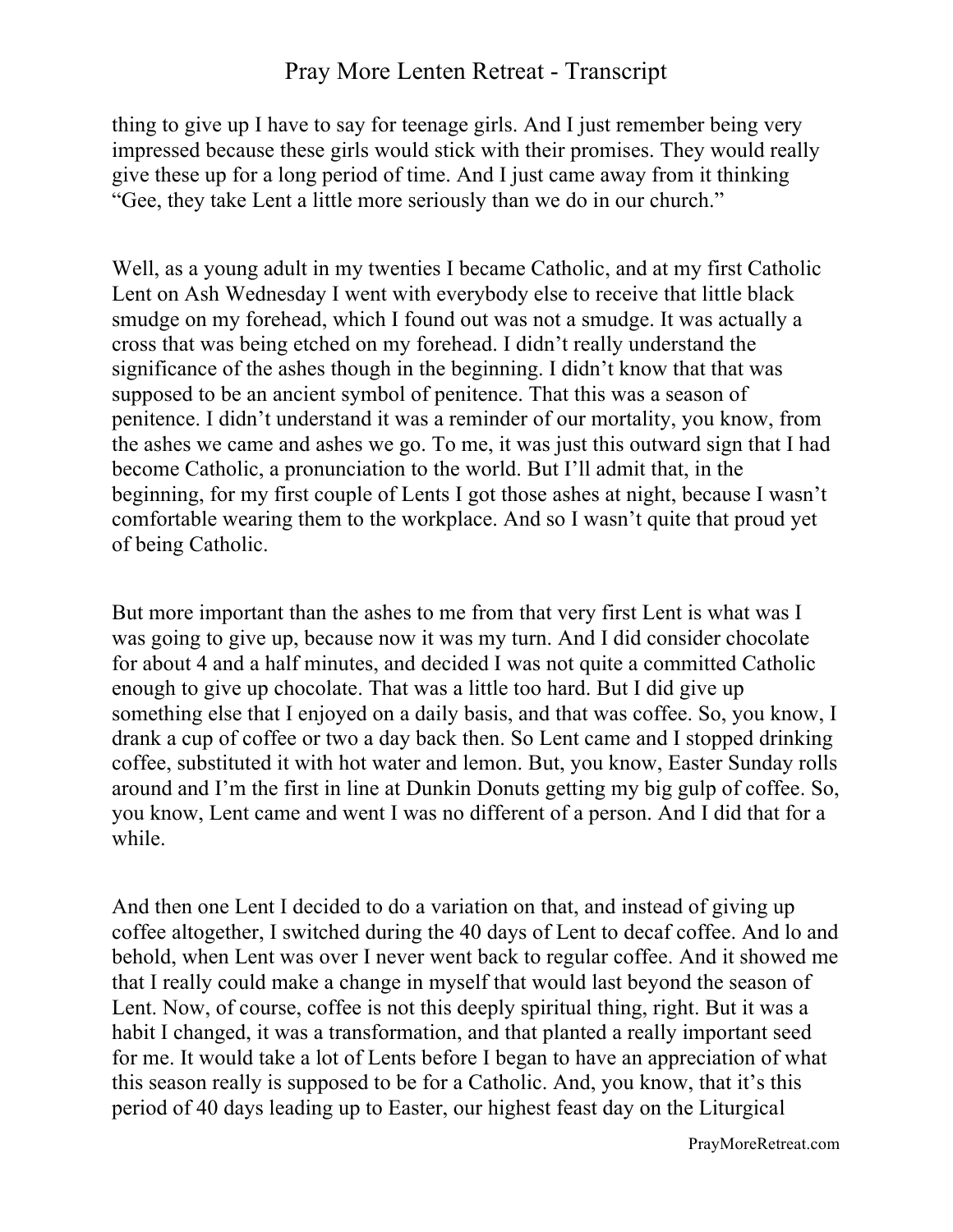thing to give up I have to say for teenage girls. And I just remember being very impressed because these girls would stick with their promises. They would really give these up for a long period of time. And I just came away from it thinking "Gee, they take Lent a little more seriously than we do in our church."

Well, as a young adult in my twenties I became Catholic, and at my first Catholic Lent on Ash Wednesday I went with everybody else to receive that little black smudge on my forehead, which I found out was not a smudge. It was actually a cross that was being etched on my forehead. I didn't really understand the significance of the ashes though in the beginning. I didn't know that that was supposed to be an ancient symbol of penitence. That this was a season of penitence. I didn't understand it was a reminder of our mortality, you know, from the ashes we came and ashes we go. To me, it was just this outward sign that I had become Catholic, a pronunciation to the world. But I'll admit that, in the beginning, for my first couple of Lents I got those ashes at night, because I wasn't comfortable wearing them to the workplace. And so I wasn't quite that proud yet of being Catholic.

But more important than the ashes to me from that very first Lent is what was I was going to give up, because now it was my turn. And I did consider chocolate for about 4 and a half minutes, and decided I was not quite a committed Catholic enough to give up chocolate. That was a little too hard. But I did give up something else that I enjoyed on a daily basis, and that was coffee. So, you know, I drank a cup of coffee or two a day back then. So Lent came and I stopped drinking coffee, substituted it with hot water and lemon. But, you know, Easter Sunday rolls around and I'm the first in line at Dunkin Donuts getting my big gulp of coffee. So, you know, Lent came and went I was no different of a person. And I did that for a while.

And then one Lent I decided to do a variation on that, and instead of giving up coffee altogether, I switched during the 40 days of Lent to decaf coffee. And lo and behold, when Lent was over I never went back to regular coffee. And it showed me that I really could make a change in myself that would last beyond the season of Lent. Now, of course, coffee is not this deeply spiritual thing, right. But it was a habit I changed, it was a transformation, and that planted a really important seed for me. It would take a lot of Lents before I began to have an appreciation of what this season really is supposed to be for a Catholic. And, you know, that it's this period of 40 days leading up to Easter, our highest feast day on the Liturgical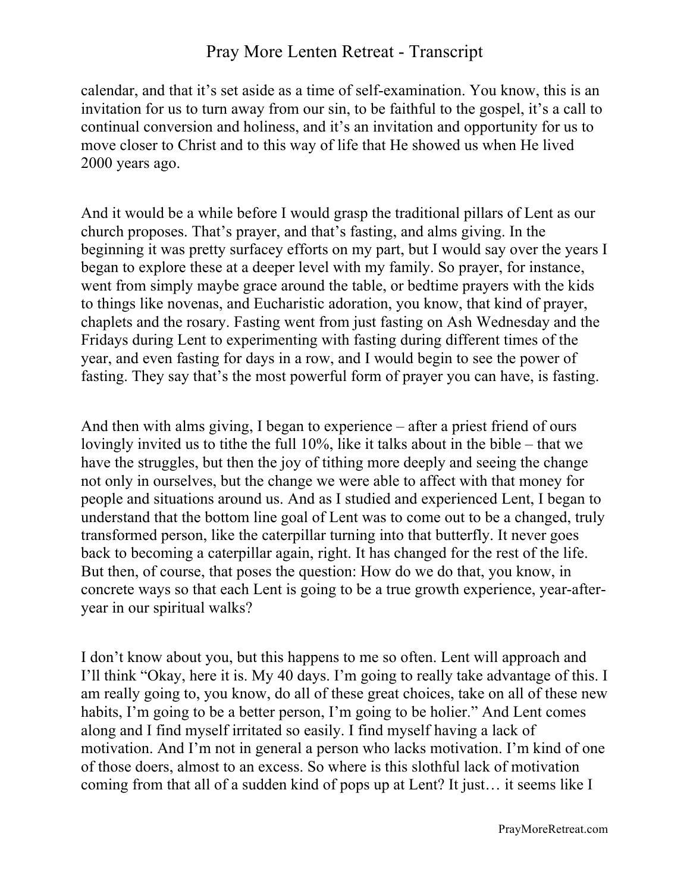calendar, and that it's set aside as a time of self-examination. You know, this is an invitation for us to turn away from our sin, to be faithful to the gospel, it's a call to continual conversion and holiness, and it's an invitation and opportunity for us to move closer to Christ and to this way of life that He showed us when He lived 2000 years ago.

And it would be a while before I would grasp the traditional pillars of Lent as our church proposes. That's prayer, and that's fasting, and alms giving. In the beginning it was pretty surfacey efforts on my part, but I would say over the years I began to explore these at a deeper level with my family. So prayer, for instance, went from simply maybe grace around the table, or bedtime prayers with the kids to things like novenas, and Eucharistic adoration, you know, that kind of prayer, chaplets and the rosary. Fasting went from just fasting on Ash Wednesday and the Fridays during Lent to experimenting with fasting during different times of the year, and even fasting for days in a row, and I would begin to see the power of fasting. They say that's the most powerful form of prayer you can have, is fasting.

And then with alms giving, I began to experience – after a priest friend of ours lovingly invited us to tithe the full 10%, like it talks about in the bible – that we have the struggles, but then the joy of tithing more deeply and seeing the change not only in ourselves, but the change we were able to affect with that money for people and situations around us. And as I studied and experienced Lent, I began to understand that the bottom line goal of Lent was to come out to be a changed, truly transformed person, like the caterpillar turning into that butterfly. It never goes back to becoming a caterpillar again, right. It has changed for the rest of the life. But then, of course, that poses the question: How do we do that, you know, in concrete ways so that each Lent is going to be a true growth experience, year-after-year in our spiritual walks?

I don't know about you, but this happens to me so often. Lent will approach and I'll think "Okay, here it is. My 40 days. I'm going to really take advantage of this. I am really going to, you know, do all of these great choices, take on all of these new habits, I'm going to be a better person, I'm going to be holier." And Lent comes along and I find myself irritated so easily. I find myself having a lack of motivation. And I'm not in general a person who lacks motivation. I'm kind of one of those doers, almost to an excess. So where is this slothful lack of motivation coming from that all of a sudden kind of pops up at Lent? It just… it seems like I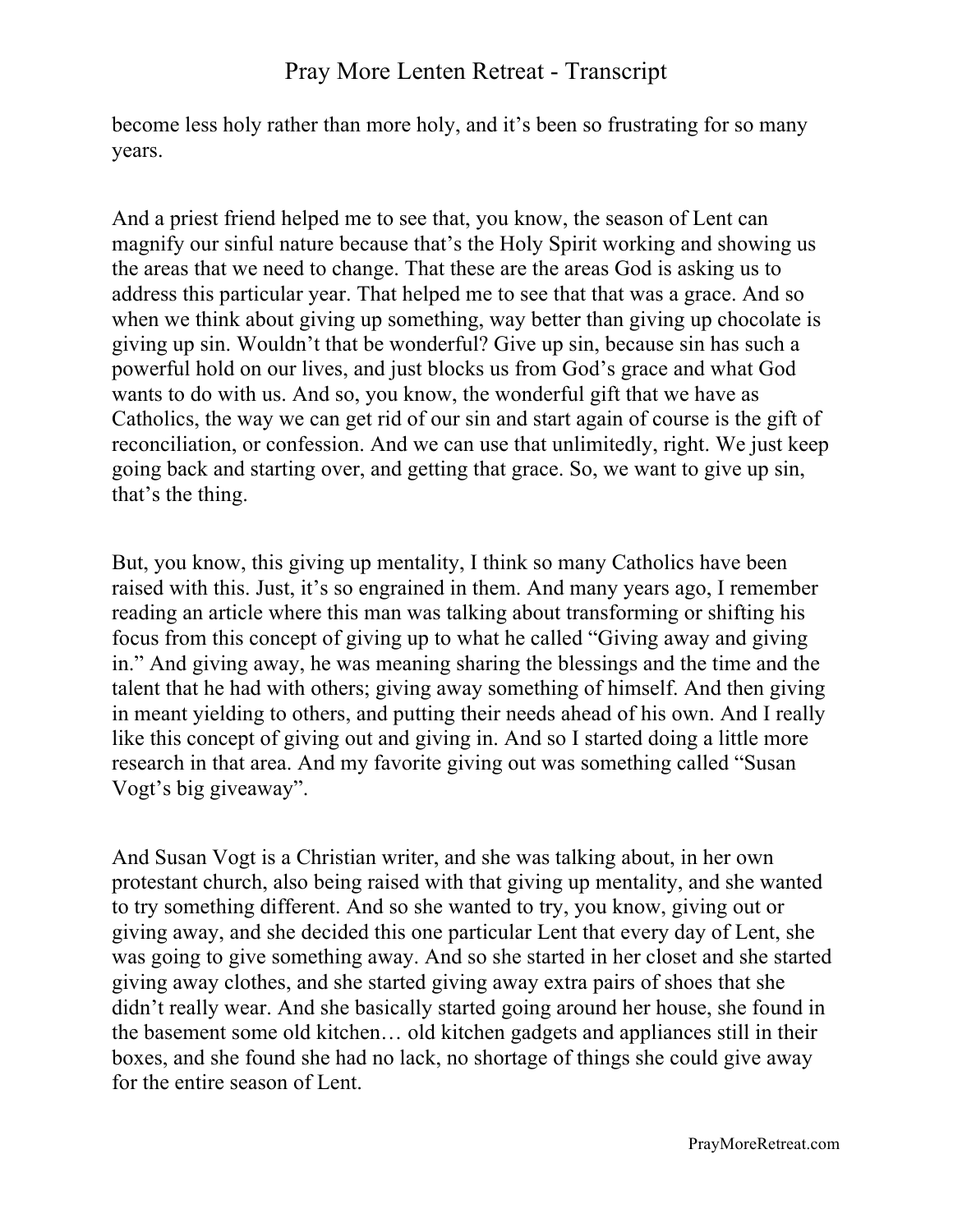become less holy rather than more holy, and it's been so frustrating for so many years.

And a priest friend helped me to see that, you know, the season of Lent can magnify our sinful nature because that's the Holy Spirit working and showing us the areas that we need to change. That these are the areas God is asking us to address this particular year. That helped me to see that that was a grace. And so when we think about giving up something, way better than giving up chocolate is giving up sin. Wouldn't that be wonderful? Give up sin, because sin has such a powerful hold on our lives, and just blocks us from God's grace and what God wants to do with us. And so, you know, the wonderful gift that we have as Catholics, the way we can get rid of our sin and start again of course is the gift of reconciliation, or confession. And we can use that unlimitedly, right. We just keep going back and starting over, and getting that grace. So, we want to give up sin, that's the thing.

But, you know, this giving up mentality, I think so many Catholics have been raised with this. Just, it's so engrained in them. And many years ago, I remember reading an article where this man was talking about transforming or shifting his focus from this concept of giving up to what he called "Giving away and giving in." And giving away, he was meaning sharing the blessings and the time and the talent that he had with others; giving away something of himself. And then giving in meant yielding to others, and putting their needs ahead of his own. And I really like this concept of giving out and giving in. And so I started doing a little more research in that area. And my favorite giving out was something called "Susan Vogt's big giveaway".

And Susan Vogt is a Christian writer, and she was talking about, in her own protestant church, also being raised with that giving up mentality, and she wanted to try something different. And so she wanted to try, you know, giving out or giving away, and she decided this one particular Lent that every day of Lent, she was going to give something away. And so she started in her closet and she started giving away clothes, and she started giving away extra pairs of shoes that she didn't really wear. And she basically started going around her house, she found in the basement some old kitchen… old kitchen gadgets and appliances still in their boxes, and she found she had no lack, no shortage of things she could give away for the entire season of Lent.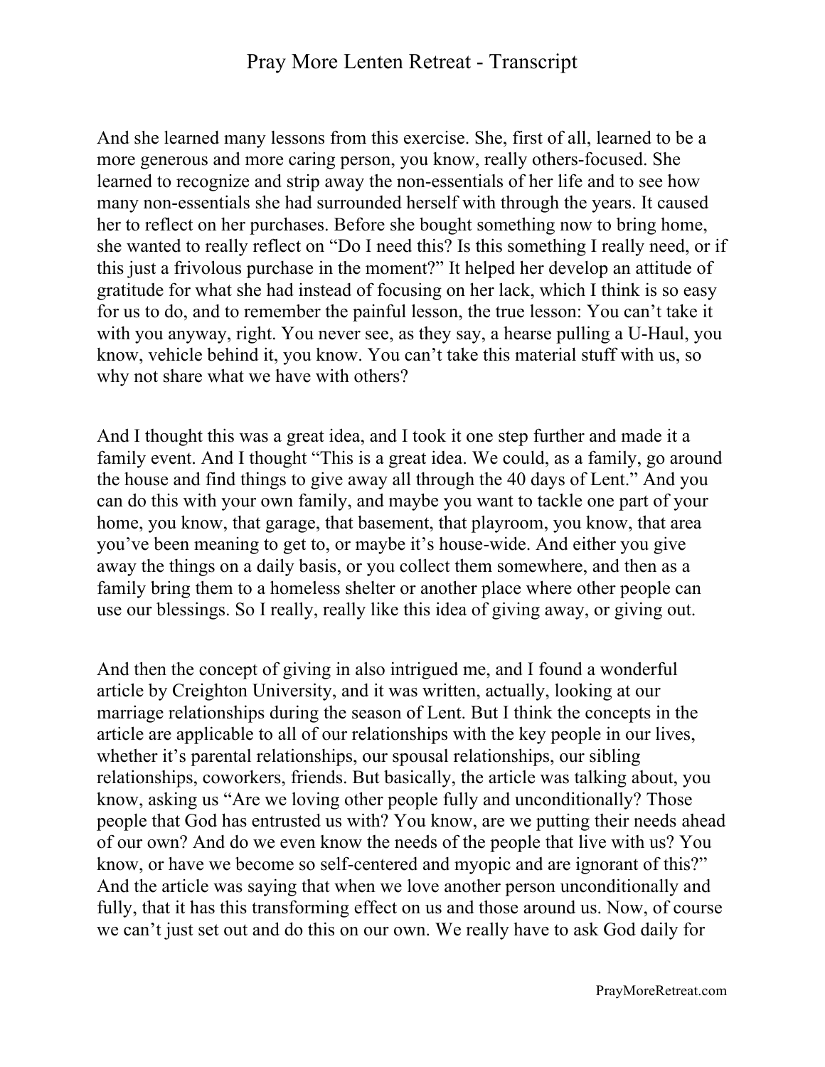And she learned many lessons from this exercise. She, first of all, learned to be a more generous and more caring person, you know, really others-focused. She learned to recognize and strip away the non-essentials of her life and to see how many non-essentials she had surrounded herself with through the years. It caused her to reflect on her purchases. Before she bought something now to bring home, she wanted to really reflect on "Do I need this? Is this something I really need, or if this just a frivolous purchase in the moment?" It helped her develop an attitude of gratitude for what she had instead of focusing on her lack, which I think is so easy for us to do, and to remember the painful lesson, the true lesson: You can't take it with you anyway, right. You never see, as they say, a hearse pulling a U-Haul, you know, vehicle behind it, you know. You can't take this material stuff with us, so why not share what we have with others?

And I thought this was a great idea, and I took it one step further and made it a family event. And I thought "This is a great idea. We could, as a family, go around the house and find things to give away all through the 40 days of Lent." And you can do this with your own family, and maybe you want to tackle one part of your home, you know, that garage, that basement, that playroom, you know, that area you've been meaning to get to, or maybe it's house-wide. And either you give away the things on a daily basis, or you collect them somewhere, and then as a family bring them to a homeless shelter or another place where other people can use our blessings. So I really, really like this idea of giving away, or giving out.

And then the concept of giving in also intrigued me, and I found a wonderful article by Creighton University, and it was written, actually, looking at our marriage relationships during the season of Lent. But I think the concepts in the article are applicable to all of our relationships with the key people in our lives, whether it's parental relationships, our spousal relationships, our sibling relationships, coworkers, friends. But basically, the article was talking about, you know, asking us "Are we loving other people fully and unconditionally? Those people that God has entrusted us with? You know, are we putting their needs ahead of our own? And do we even know the needs of the people that live with us? You know, or have we become so self-centered and myopic and are ignorant of this?" And the article was saying that when we love another person unconditionally and fully, that it has this transforming effect on us and those around us. Now, of course we can't just set out and do this on our own. We really have to ask God daily for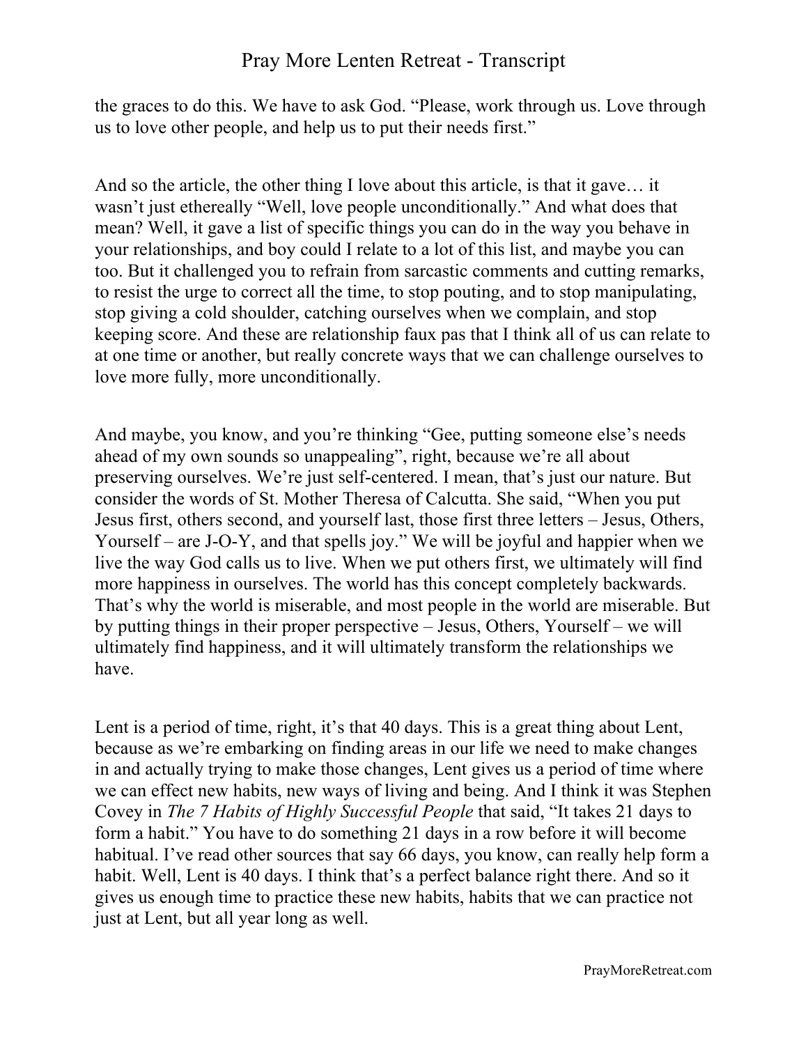the graces to do this. We have to ask God. "Please, work through us. Love through us to love other people, and help us to put their needs first."

And so the article, the other thing I love about this article, is that it gave… it wasn't just ethereally "Well, love people unconditionally." And what does that mean? Well, it gave a list of specific things you can do in the way you behave in your relationships, and boy could I relate to a lot of this list, and maybe you can too. But it challenged you to refrain from sarcastic comments and cutting remarks, to resist the urge to correct all the time, to stop pouting, and to stop manipulating, stop giving a cold shoulder, catching ourselves when we complain, and stop keeping score. And these are relationship faux pas that I think all of us can relate to at one time or another, but really concrete ways that we can challenge ourselves to love more fully, more unconditionally.

And maybe, you know, and you're thinking "Gee, putting someone else's needs ahead of my own sounds so unappealing", right, because we're all about preserving ourselves. We're just self-centered. I mean, that's just our nature. But consider the words of St. Mother Theresa of Calcutta. She said, "When you put Jesus first, others second, and yourself last, those first three letters – Jesus, Others, Yourself – are J-O-Y, and that spells joy." We will be joyful and happier when we live the way God calls us to live. When we put others first, we ultimately will find more happiness in ourselves. The world has this concept completely backwards. That's why the world is miserable, and most people in the world are miserable. But by putting things in their proper perspective – Jesus, Others, Yourself – we will ultimately find happiness, and it will ultimately transform the relationships we have.

Lent is a period of time, right, it's that 40 days. This is a great thing about Lent, because as we're embarking on finding areas in our life we need to make changes in and actually trying to make those changes, Lent gives us a period of time where we can effect new habits, new ways of living and being. And I think it was Stephen Covey in *The 7 Habits of Highly Successful People* that said, "It takes 21 days to form a habit." You have to do something 21 days in a row before it will become habitual. I've read other sources that say 66 days, you know, can really help form a habit. Well, Lent is 40 days. I think that's a perfect balance right there. And so it gives us enough time to practice these new habits, habits that we can practice not just at Lent, but all year long as well.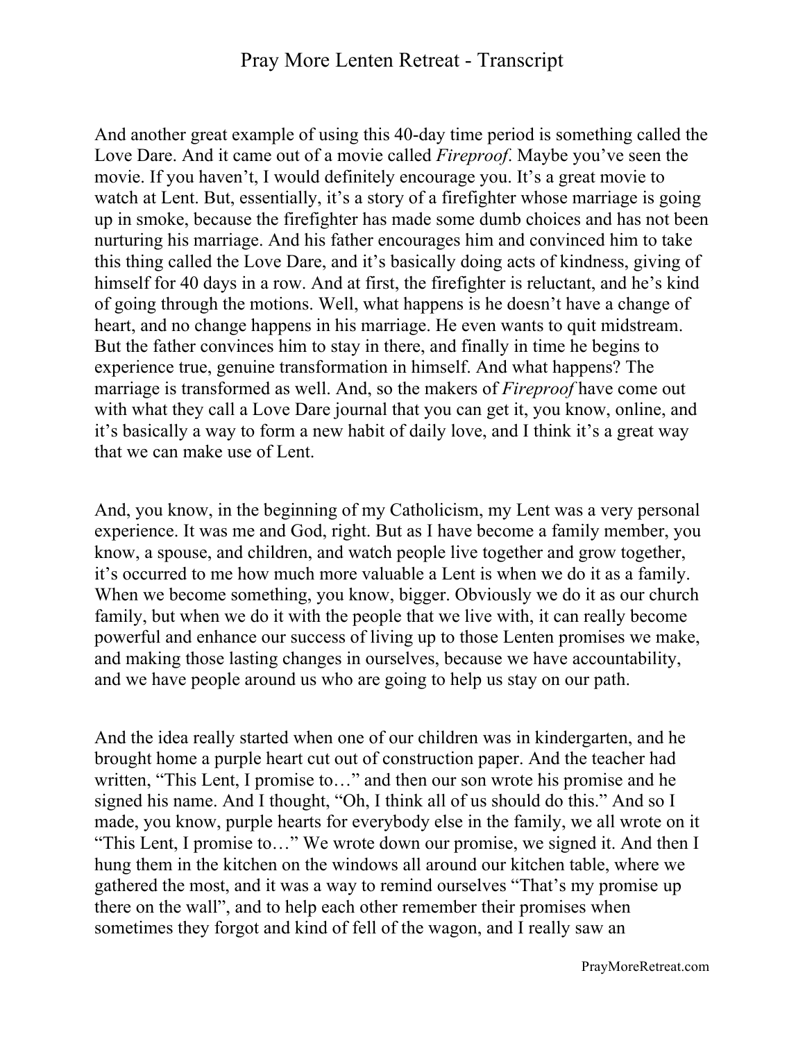And another great example of using this 40-day time period is something called the Love Dare. And it came out of a movie called *Fireproof*. Maybe you've seen the movie. If you haven't, I would definitely encourage you. It's a great movie to watch at Lent. But, essentially, it's a story of a firefighter whose marriage is going up in smoke, because the firefighter has made some dumb choices and has not been nurturing his marriage. And his father encourages him and convinced him to take this thing called the Love Dare, and it's basically doing acts of kindness, giving of himself for 40 days in a row. And at first, the firefighter is reluctant, and he's kind of going through the motions. Well, what happens is he doesn't have a change of heart, and no change happens in his marriage. He even wants to quit midstream. But the father convinces him to stay in there, and finally in time he begins to experience true, genuine transformation in himself. And what happens? The marriage is transformed as well. And, so the makers of *Fireproof* have come out with what they call a Love Dare journal that you can get it, you know, online, and it's basically a way to form a new habit of daily love, and I think it's a great way that we can make use of Lent.

And, you know, in the beginning of my Catholicism, my Lent was a very personal experience. It was me and God, right. But as I have become a family member, you know, a spouse, and children, and watch people live together and grow together, it's occurred to me how much more valuable a Lent is when we do it as a family. When we become something, you know, bigger. Obviously we do it as our church family, but when we do it with the people that we live with, it can really become powerful and enhance our success of living up to those Lenten promises we make, and making those lasting changes in ourselves, because we have accountability, and we have people around us who are going to help us stay on our path.

And the idea really started when one of our children was in kindergarten, and he brought home a purple heart cut out of construction paper. And the teacher had written, "This Lent, I promise to…" and then our son wrote his promise and he signed his name. And I thought, "Oh, I think all of us should do this." And so I made, you know, purple hearts for everybody else in the family, we all wrote on it "This Lent, I promise to…" We wrote down our promise, we signed it. And then I hung them in the kitchen on the windows all around our kitchen table, where we gathered the most, and it was a way to remind ourselves "That's my promise up there on the wall", and to help each other remember their promises when sometimes they forgot and kind of fell of the wagon, and I really saw an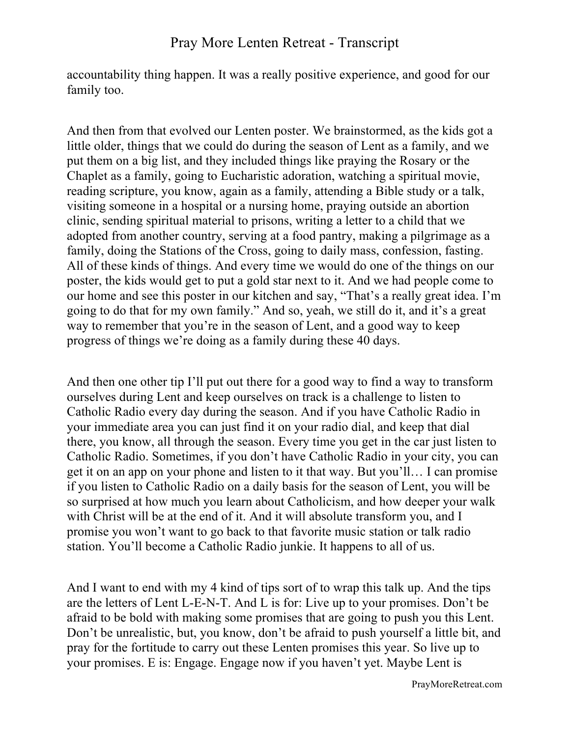accountability thing happen. It was a really positive experience, and good for our family too.

And then from that evolved our Lenten poster. We brainstormed, as the kids got a little older, things that we could do during the season of Lent as a family, and we put them on a big list, and they included things like praying the Rosary or the Chaplet as a family, going to Eucharistic adoration, watching a spiritual movie, reading scripture, you know, again as a family, attending a Bible study or a talk, visiting someone in a hospital or a nursing home, praying outside an abortion clinic, sending spiritual material to prisons, writing a letter to a child that we adopted from another country, serving at a food pantry, making a pilgrimage as a family, doing the Stations of the Cross, going to daily mass, confession, fasting. All of these kinds of things. And every time we would do one of the things on our poster, the kids would get to put a gold star next to it. And we had people come to our home and see this poster in our kitchen and say, "That's a really great idea. I'm going to do that for my own family." And so, yeah, we still do it, and it's a great way to remember that you're in the season of Lent, and a good way to keep progress of things we're doing as a family during these 40 days.

And then one other tip I'll put out there for a good way to find a way to transform ourselves during Lent and keep ourselves on track is a challenge to listen to Catholic Radio every day during the season. And if you have Catholic Radio in your immediate area you can just find it on your radio dial, and keep that dial there, you know, all through the season. Every time you get in the car just listen to Catholic Radio. Sometimes, if you don't have Catholic Radio in your city, you can get it on an app on your phone and listen to it that way. But you'll… I can promise if you listen to Catholic Radio on a daily basis for the season of Lent, you will be so surprised at how much you learn about Catholicism, and how deeper your walk with Christ will be at the end of it. And it will absolute transform you, and I promise you won't want to go back to that favorite music station or talk radio station. You'll become a Catholic Radio junkie. It happens to all of us.

And I want to end with my 4 kind of tips sort of to wrap this talk up. And the tips are the letters of Lent L-E-N-T. And L is for: Live up to your promises. Don't be afraid to be bold with making some promises that are going to push you this Lent. Don't be unrealistic, but, you know, don't be afraid to push yourself a little bit, and pray for the fortitude to carry out these Lenten promises this year. So live up to your promises. E is: Engage. Engage now if you haven't yet. Maybe Lent is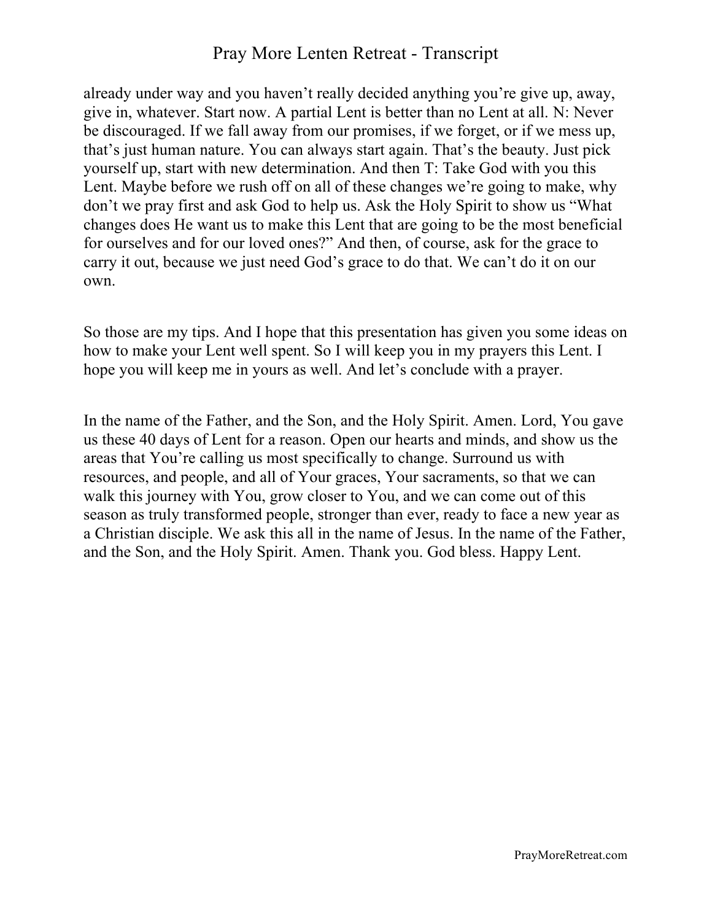already under way and you haven't really decided anything you're give up, away, give in, whatever. Start now. A partial Lent is better than no Lent at all. N: Never be discouraged. If we fall away from our promises, if we forget, or if we mess up, that's just human nature. You can always start again. That's the beauty. Just pick yourself up, start with new determination. And then T: Take God with you this Lent. Maybe before we rush off on all of these changes we're going to make, why don't we pray first and ask God to help us. Ask the Holy Spirit to show us "What changes does He want us to make this Lent that are going to be the most beneficial for ourselves and for our loved ones?" And then, of course, ask for the grace to carry it out, because we just need God's grace to do that. We can't do it on our own.

So those are my tips. And I hope that this presentation has given you some ideas on how to make your Lent well spent. So I will keep you in my prayers this Lent. I hope you will keep me in yours as well. And let's conclude with a prayer.

In the name of the Father, and the Son, and the Holy Spirit. Amen. Lord, You gave us these 40 days of Lent for a reason. Open our hearts and minds, and show us the areas that You're calling us most specifically to change. Surround us with resources, and people, and all of Your graces, Your sacraments, so that we can walk this journey with You, grow closer to You, and we can come out of this season as truly transformed people, stronger than ever, ready to face a new year as a Christian disciple. We ask this all in the name of Jesus. In the name of the Father, and the Son, and the Holy Spirit. Amen. Thank you. God bless. Happy Lent.